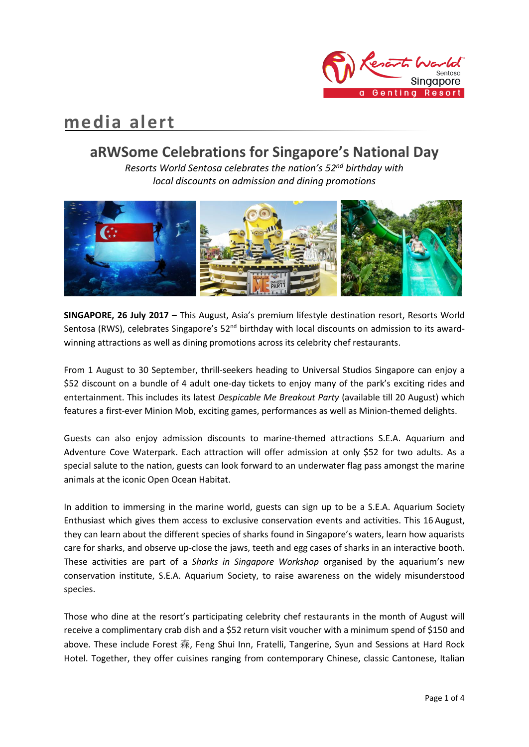# media alert

## aRWSome Celebrations for Singapore's National Day

*Resorts World Sentosa celebrates the nation's 52nd birthday with local discounts on admission and dining promotions*

**SINGAPORE, 26 July 2017 –** This August, Asia's premium lifestyle destination resort, Resorts World Sentosa (RWS), celebrates Singapore's 52nd birthday with local discounts on admission to its award-winning attractions as well as dining promotions across its celebrity chef restaurants.

From 1 August to 30 September, thrill-seekers heading to Universal Studios Singapore can enjoy a $52 discount on a bundle of 4 adult one-day tickets to enjoy many of the park's exciting rides and entertainment. This includes its latest *Despicable Me Breakout Party* (available till 20 August) which features a first-ever Minion Mob, exciting games, performances as well as Minion-themed delights.

Guests can also enjoy admission discounts to marine-themed attractions S.E.A. Aquarium and Adventure Cove Waterpark. Each attraction will offer admission at only $52 for two adults. As a special salute to the nation, guests can look forward to an underwater flag pass amongst the marine animals at the iconic Open Ocean Habitat.

In addition to immersing in the marine world, guests can sign up to be a S.E.A. Aquarium Society Enthusiast which gives them access to exclusive conservation events and activities. This 16 August, they can learn about the different species of sharks found in Singapore's waters, learn how aquarists care for sharks, and observe up-close the jaws, teeth and egg cases of sharks in an interactive booth. These activities are part of a *Sharks in Singapore Workshop* organised by the aquarium's new conservation institute, S.E.A. Aquarium Society, to raise awareness on the widely misunderstood species.

Those who dine at the resort's participating celebrity chef restaurants in the month of August will receive a complimentary crab dish and a $52 return visit voucher with a minimum spend of $150 and above. These include Forest 森, Feng Shui Inn, Fratelli, Tangerine, Syun and Sessions at Hard Rock Hotel. Together, they offer cuisines ranging from contemporary Chinese, classic Cantonese, Italian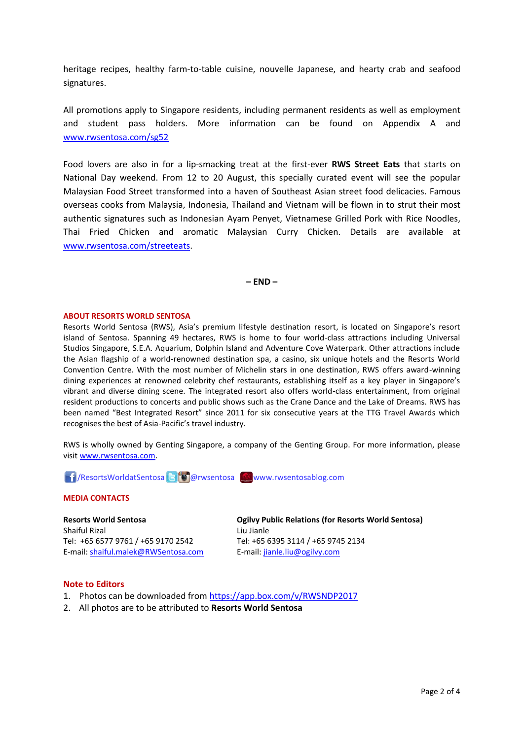heritage recipes, healthy farm-to-table cuisine, nouvelle Japanese, and hearty crab and seafood signatures.

All promotions apply to Singapore residents, including permanent residents as well as employment and student pass holders. More information can be found on Appendix A and www.rwsentosa.com/sg52

Food lovers are also in for a lip-smacking treat at the first-ever **RWS Street Eats** that starts on National Day weekend. From 12 to 20 August, this specially curated event will see the popular Malaysian Food Street transformed into a haven of Southeast Asian street food delicacies. Famous overseas cooks from Malaysia, Indonesia, Thailand and Vietnam will be flown in to strut their most authentic signatures such as Indonesian Ayam Penyet, Vietnamese Grilled Pork with Rice Noodles, Thai Fried Chicken and aromatic Malaysian Curry Chicken. Details are available at www.rwsentosa.com/streeteats.

**– END –**

**ABOUT RESORTS WORLD SENTOSA**

Resorts World Sentosa (RWS), Asia's premium lifestyle destination resort, is located on Singapore's resort island of Sentosa. Spanning 49 hectares, RWS is home to four world-class attractions including Universal Studios Singapore, S.E.A. Aquarium, Dolphin Island and Adventure Cove Waterpark. Other attractions include the Asian flagship of a world-renowned destination spa, a casino, six unique hotels and the Resorts World Convention Centre. With the most number of Michelin stars in one destination, RWS offers award-winning dining experiences at renowned celebrity chef restaurants, establishing itself as a key player in Singapore's vibrant and diverse dining scene. The integrated resort also offers world-class entertainment, from original resident productions to concerts and public shows such as the Crane Dance and the Lake of Dreams. RWS has been named "Best Integrated Resort" since 2011 for six consecutive years at the TTG Travel Awards which recognises the best of Asia-Pacific's travel industry.

RWS is wholly owned by Genting Singapore, a company of the Genting Group. For more information, please visit www.rwsentosa.com.

/ResortsWorldatSentosa @rwsentosa www.rwsentosablog.com

**MEDIA CONTACTS**

**Resorts World Sentosa**
Shaiful Rizal
Tel: +65 6577 9761 / +65 9170 2542
E-mail: shaiful.malek@RWSentosa.com

**Ogilvy Public Relations (for Resorts World Sentosa)**
Liu Jianle
Tel: +65 6395 3114 / +65 9745 2134
E-mail: jianle.liu@ogilvy.com

**Note to Editors**

1. Photos can be downloaded from https://app.box.com/v/RWSNDP2017
2. All photos are to be attributed to **Resorts World Sentosa**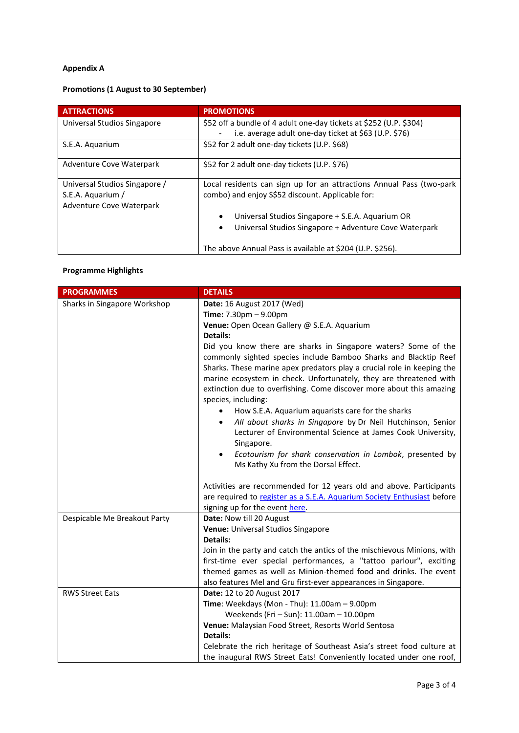**Appendix A**

**Promotions (1 August to 30 September)**

| ATTRACTIONS | PROMOTIONS |
|---|---|
| Universal Studios Singapore | $52 off a bundle of 4 adult one-day tickets at $252 (U.P. $304)<br>- i.e. average adult one-day ticket at $63 (U.P. $76) |
| S.E.A. Aquarium | $52 for 2 adult one-day tickets (U.P. $68) |
| Adventure Cove Waterpark | $52 for 2 adult one-day tickets (U.P. $76) |
| Universal Studios Singapore / S.E.A. Aquarium / Adventure Cove Waterpark | Local residents can sign up for an attractions Annual Pass (two-park combo) and enjoy S$52 discount. Applicable for:<br>• Universal Studios Singapore + S.E.A. Aquarium OR<br>• Universal Studios Singapore + Adventure Cove Waterpark<br><br>The above Annual Pass is available at $204 (U.P. $256). |

**Programme Highlights**

| PROGRAMMES | DETAILS |
|---|---|
| Sharks in Singapore Workshop | **Date:** 16 August 2017 (Wed)<br>**Time:** 7.30pm – 9.00pm<br>**Venue:** Open Ocean Gallery @ S.E.A. Aquarium<br>**Details:**<br>Did you know there are sharks in Singapore waters? Some of the commonly sighted species include Bamboo Sharks and Blacktip Reef Sharks. These marine apex predators play a crucial role in keeping the marine ecosystem in check. Unfortunately, they are threatened with extinction due to overfishing. Come discover more about this amazing species, including:<br>• How S.E.A. Aquarium aquarists care for the sharks<br>• *All about sharks in Singapore* by Dr Neil Hutchinson, Senior Lecturer of Environmental Science at James Cook University, Singapore.<br>• *Ecotourism for shark conservation in Lombok*, presented by Ms Kathy Xu from the Dorsal Effect.<br><br>Activities are recommended for 12 years old and above. Participants are required to register as a S.E.A. Aquarium Society Enthusiast before signing up for the event here. |
| Despicable Me Breakout Party | **Date:** Now till 20 August<br>**Venue:** Universal Studios Singapore<br>**Details:**<br>Join in the party and catch the antics of the mischievous Minions, with first-time ever special performances, a "tattoo parlour", exciting themed games as well as Minion-themed food and drinks. The event also features Mel and Gru first-ever appearances in Singapore. |
| RWS Street Eats | **Date:** 12 to 20 August 2017<br>**Time**: Weekdays (Mon - Thu): 11.00am – 9.00pm<br>Weekends (Fri – Sun): 11.00am – 10.00pm<br>**Venue:** Malaysian Food Street, Resorts World Sentosa<br>**Details:**<br>Celebrate the rich heritage of Southeast Asia's street food culture at the inaugural RWS Street Eats! Conveniently located under one roof, |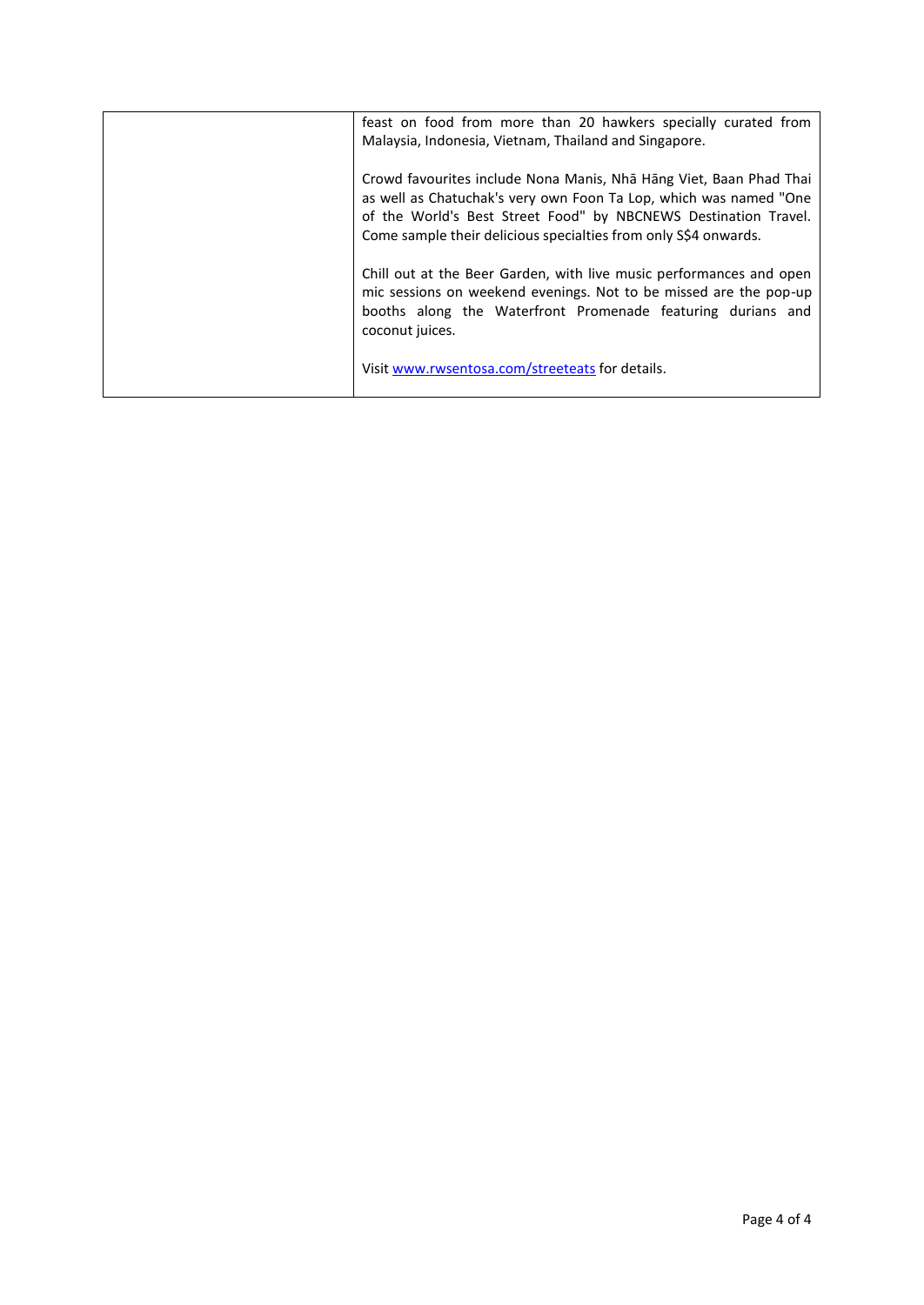| | |
|---|---|
| | feast on food from more than 20 hawkers specially curated from Malaysia, Indonesia, Vietnam, Thailand and Singapore.<br><br>Crowd favourites include Nona Manis, Nhā Hāng Viet, Baan Phad Thai as well as Chatuchak's very own Foon Ta Lop, which was named "One of the World's Best Street Food" by NBCNEWS Destination Travel. Come sample their delicious specialties from only S$4 onwards.<br><br>Chill out at the Beer Garden, with live music performances and open mic sessions on weekend evenings. Not to be missed are the pop-up booths along the Waterfront Promenade featuring durians and coconut juices.<br><br>Visit www.rwsentosa.com/streeteats for details. |